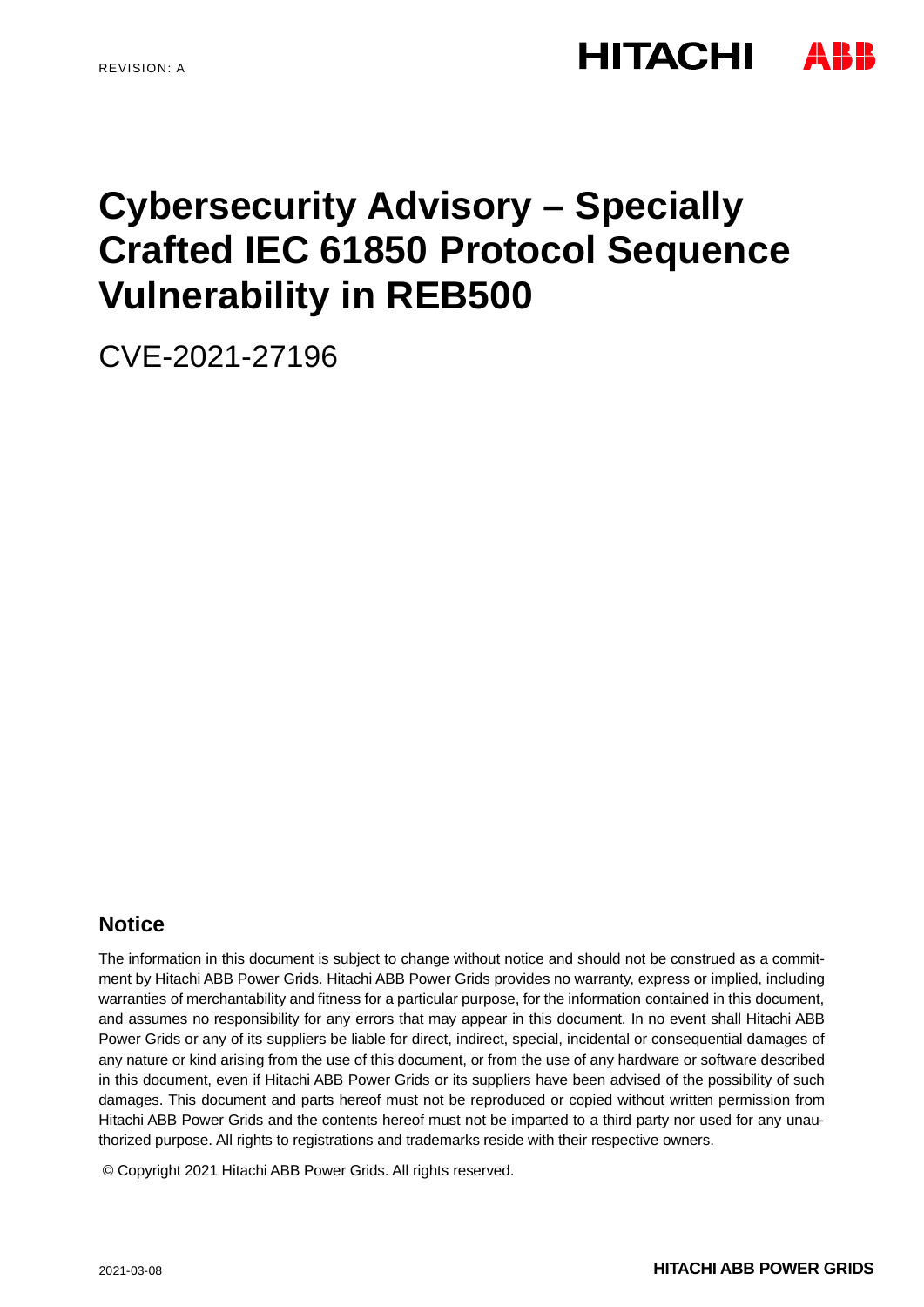REVISION: A

# Cybersecurity Advisory – Specially Crafted IEC 61850 Protocol Sequence Vulnerability in REB500

CVE-2021-27196

## Notice

The information in this document is subject to change without notice and should not be construed as a commitment by Hitachi ABB Power Grids. Hitachi ABB Power Grids provides no warranty, express or implied, including warranties of merchantability and fitness for a particular purpose, for the information contained in this document, and assumes no responsibility for any errors that may appear in this document. In no event shall Hitachi ABB Power Grids or any of its suppliers be liable for direct, indirect, special, incidental or consequential damages of any nature or kind arising from the use of this document, or from the use of any hardware or software described in this document, even if Hitachi ABB Power Grids or its suppliers have been advised of the possibility of such damages. This document and parts hereof must not be reproduced or copied without written permission from Hitachi ABB Power Grids and the contents hereof must not be imparted to a third party nor used for any unauthorized purpose. All rights to registrations and trademarks reside with their respective owners.

© Copyright 2021 Hitachi ABB Power Grids. All rights reserved.

2021-03-08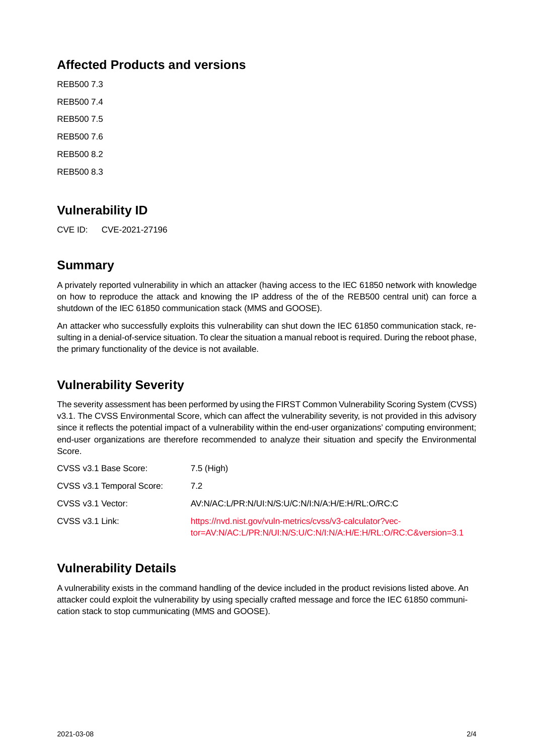## Affected Products and versions

REB500 7.3

REB500 7.4

REB500 7.5

REB500 7.6

REB500 8.2

REB500 8.3

## Vulnerability ID

CVE ID: CVE-2021-27196

## Summary

A privately reported vulnerability in which an attacker (having access to the IEC 61850 network with knowledge on how to reproduce the attack and knowing the IP address of the of the REB500 central unit) can force a shutdown of the IEC 61850 communication stack (MMS and GOOSE).

An attacker who successfully exploits this vulnerability can shut down the IEC 61850 communication stack, resulting in a denial-of-service situation. To clear the situation a manual reboot is required. During the reboot phase, the primary functionality of the device is not available.

## Vulnerability Severity

The severity assessment has been performed by using the FIRST Common Vulnerability Scoring System (CVSS) v3.1. The CVSS Environmental Score, which can affect the vulnerability severity, is not provided in this advisory since it reflects the potential impact of a vulnerability within the end-user organizations' computing environment; end-user organizations are therefore recommended to analyze their situation and specify the Environmental Score.

| | |
|---|---|
| CVSS v3.1 Base Score: | 7.5 (High) |
| CVSS v3.1 Temporal Score: | 7.2 |
| CVSS v3.1 Vector: | AV:N/AC:L/PR:N/UI:N/S:U/C:N/I:N/A:H/E:H/RL:O/RC:C |
| CVSS v3.1 Link: | https://nvd.nist.gov/vuln-metrics/cvss/v3-calculator?vector=AV:N/AC:L/PR:N/UI:N/S:U/C:N/I:N/A:H/E:H/RL:O/RC:C&version=3.1 |

## Vulnerability Details

A vulnerability exists in the command handling of the device included in the product revisions listed above. An attacker could exploit the vulnerability by using specially crafted message and force the IEC 61850 communication stack to stop cummunicating (MMS and GOOSE).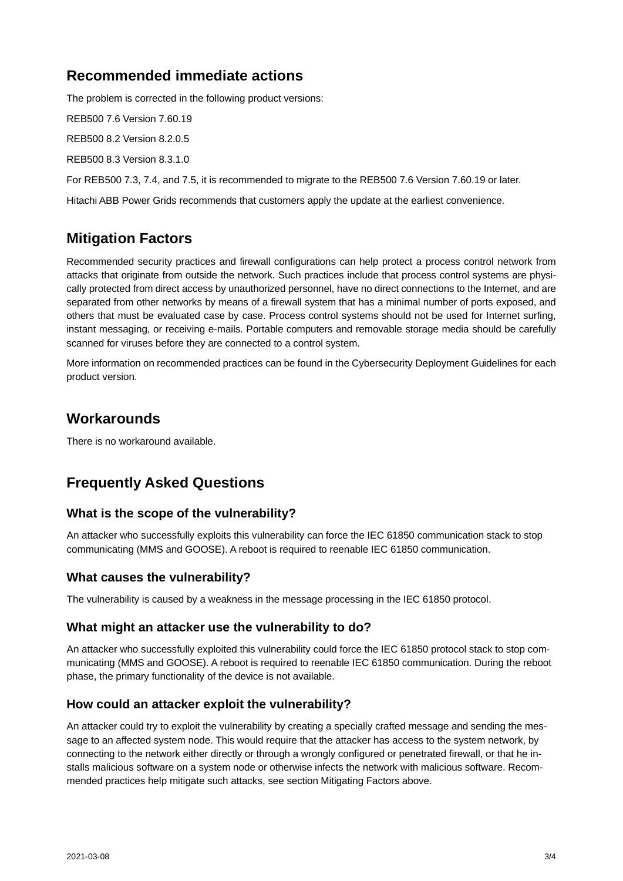## Recommended immediate actions

The problem is corrected in the following product versions:

REB500 7.6 Version 7.60.19

REB500 8.2 Version 8.2.0.5

REB500 8.3 Version 8.3.1.0

For REB500 7.3, 7.4, and 7.5, it is recommended to migrate to the REB500 7.6 Version 7.60.19 or later.

Hitachi ABB Power Grids recommends that customers apply the update at the earliest convenience.

## Mitigation Factors

Recommended security practices and firewall configurations can help protect a process control network from attacks that originate from outside the network. Such practices include that process control systems are physically protected from direct access by unauthorized personnel, have no direct connections to the Internet, and are separated from other networks by means of a firewall system that has a minimal number of ports exposed, and others that must be evaluated case by case. Process control systems should not be used for Internet surfing, instant messaging, or receiving e-mails. Portable computers and removable storage media should be carefully scanned for viruses before they are connected to a control system.

More information on recommended practices can be found in the Cybersecurity Deployment Guidelines for each product version.

## Workarounds

There is no workaround available.

## Frequently Asked Questions

### What is the scope of the vulnerability?

An attacker who successfully exploits this vulnerability can force the IEC 61850 communication stack to stop communicating (MMS and GOOSE). A reboot is required to reenable IEC 61850 communication.

### What causes the vulnerability?

The vulnerability is caused by a weakness in the message processing in the IEC 61850 protocol.

### What might an attacker use the vulnerability to do?

An attacker who successfully exploited this vulnerability could force the IEC 61850 protocol stack to stop communicating (MMS and GOOSE). A reboot is required to reenable IEC 61850 communication. During the reboot phase, the primary functionality of the device is not available.

### How could an attacker exploit the vulnerability?

An attacker could try to exploit the vulnerability by creating a specially crafted message and sending the message to an affected system node. This would require that the attacker has access to the system network, by connecting to the network either directly or through a wrongly configured or penetrated firewall, or that he installs malicious software on a system node or otherwise infects the network with malicious software. Recommended practices help mitigate such attacks, see section Mitigating Factors above.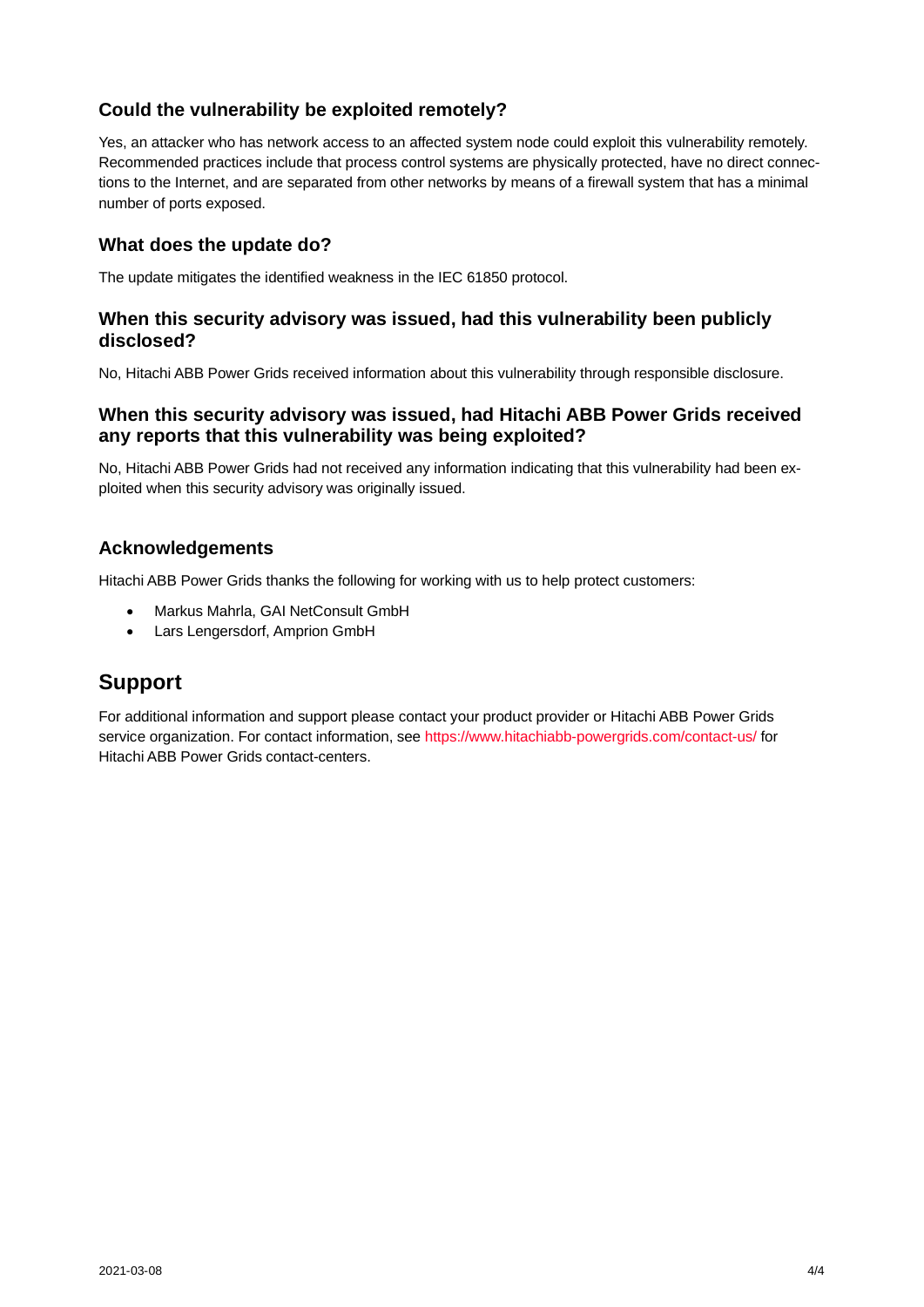### Could the vulnerability be exploited remotely?

Yes, an attacker who has network access to an affected system node could exploit this vulnerability remotely. Recommended practices include that process control systems are physically protected, have no direct connections to the Internet, and are separated from other networks by means of a firewall system that has a minimal number of ports exposed.

### What does the update do?

The update mitigates the identified weakness in the IEC 61850 protocol.

### When this security advisory was issued, had this vulnerability been publicly disclosed?

No, Hitachi ABB Power Grids received information about this vulnerability through responsible disclosure.

### When this security advisory was issued, had Hitachi ABB Power Grids received any reports that this vulnerability was being exploited?

No, Hitachi ABB Power Grids had not received any information indicating that this vulnerability had been exploited when this security advisory was originally issued.

### Acknowledgements

Hitachi ABB Power Grids thanks the following for working with us to help protect customers:

- Markus Mahrla, GAI NetConsult GmbH
- Lars Lengersdorf, Amprion GmbH

## Support

For additional information and support please contact your product provider or Hitachi ABB Power Grids service organization. For contact information, see https://www.hitachiabb-powergrids.com/contact-us/ for Hitachi ABB Power Grids contact-centers.